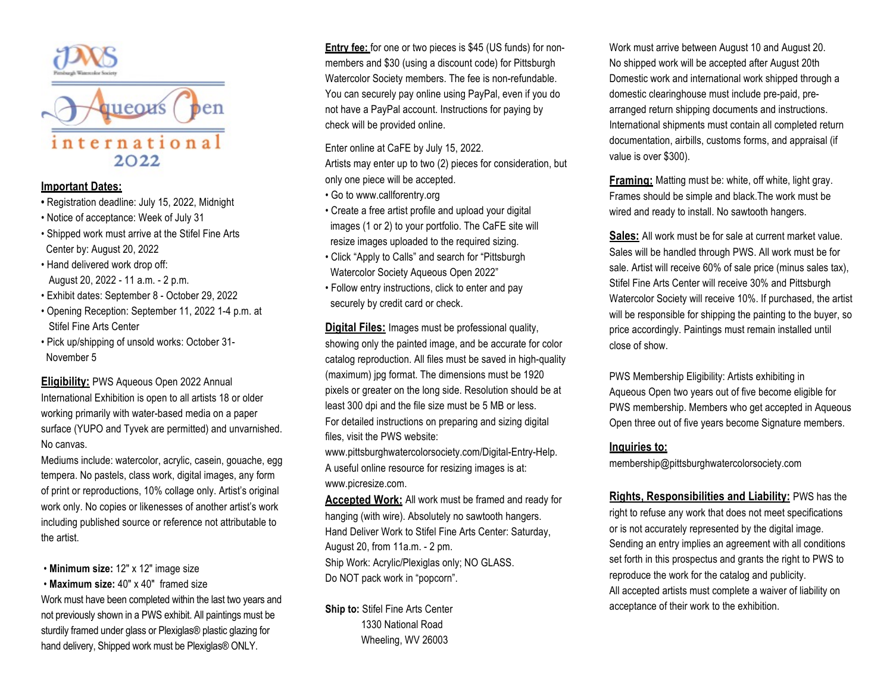# PWS Aqueous Open International 2022

Pittsburgh Watercolor Society

**Important Dates:**

- Registration deadline: July 15, 2022, Midnight
- Notice of acceptance: Week of July 31
- Shipped work must arrive at the Stifel Fine Arts Center by: August 20, 2022
- Hand delivered work drop off: August 20, 2022 - 11 a.m. - 2 p.m.
- Exhibit dates: September 8 - October 29, 2022
- Opening Reception: September 11, 2022 1-4 p.m. at Stifel Fine Arts Center
- Pick up/shipping of unsold works: October 31- November 5

**Eligibility:** PWS Aqueous Open 2022 Annual International Exhibition is open to all artists 18 or older working primarily with water-based media on a paper surface (YUPO and Tyvek are permitted) and unvarnished. No canvas.

Mediums include: watercolor, acrylic, casein, gouache, egg tempera. No pastels, class work, digital images, any form of print or reproductions, 10% collage only. Artist's original work only. No copies or likenesses of another artist's work including published source or reference not attributable to the artist.

- **Minimum size:** 12" x 12" image size
- **Maximum size:** 40" x 40" framed size

Work must have been completed within the last two years and not previously shown in a PWS exhibit. All paintings must be sturdily framed under glass or Plexiglas® plastic glazing for hand delivery, Shipped work must be Plexiglas® ONLY.

**Entry fee:** for one or two pieces is $45 (US funds) for non-members and $30 (using a discount code) for Pittsburgh Watercolor Society members. The fee is non-refundable. You can securely pay online using PayPal, even if you do not have a PayPal account. Instructions for paying by check will be provided online.

Enter online at CaFE by July 15, 2022.
Artists may enter up to two (2) pieces for consideration, but only one piece will be accepted.

- Go to www.callforentry.org
- Create a free artist profile and upload your digital images (1 or 2) to your portfolio. The CaFE site will resize images uploaded to the required sizing.
- Click "Apply to Calls" and search for "Pittsburgh Watercolor Society Aqueous Open 2022"
- Follow entry instructions, click to enter and pay securely by credit card or check.

**Digital Files:** Images must be professional quality, showing only the painted image, and be accurate for color catalog reproduction. All files must be saved in high-quality (maximum) jpg format. The dimensions must be 1920 pixels or greater on the long side. Resolution should be at least 300 dpi and the file size must be 5 MB or less. For detailed instructions on preparing and sizing digital files, visit the PWS website:
www.pittsburghwatercolorsociety.com/Digital-Entry-Help.
A useful online resource for resizing images is at:
www.picresize.com.

**Accepted Work:** All work must be framed and ready for hanging (with wire). Absolutely no sawtooth hangers.
Hand Deliver Work to Stifel Fine Arts Center: Saturday, August 20, from 11a.m. - 2 pm.
Ship Work: Acrylic/Plexiglas only; NO GLASS.
Do NOT pack work in "popcorn".

**Ship to:** Stifel Fine Arts Center
1330 National Road
Wheeling, WV 26003

Work must arrive between August 10 and August 20.
No shipped work will be accepted after August 20th
Domestic work and international work shipped through a domestic clearinghouse must include pre-paid, pre-arranged return shipping documents and instructions.
International shipments must contain all completed return documentation, airbills, customs forms, and appraisal (if value is over $300).

**Framing:** Matting must be: white, off white, light gray. Frames should be simple and black.The work must be wired and ready to install. No sawtooth hangers.

**Sales:** All work must be for sale at current market value. Sales will be handled through PWS. All work must be for sale. Artist will receive 60% of sale price (minus sales tax), Stifel Fine Arts Center will receive 30% and Pittsburgh Watercolor Society will receive 10%. If purchased, the artist will be responsible for shipping the painting to the buyer, so price accordingly. Paintings must remain installed until close of show.

PWS Membership Eligibility: Artists exhibiting in Aqueous Open two years out of five become eligible for PWS membership. Members who get accepted in Aqueous Open three out of five years become Signature members.

**Inquiries to:**
membership@pittsburghwatercolorsociety.com

**Rights, Responsibilities and Liability:** PWS has the right to refuse any work that does not meet specifications or is not accurately represented by the digital image. Sending an entry implies an agreement with all conditions set forth in this prospectus and grants the right to PWS to reproduce the work for the catalog and publicity.
All accepted artists must complete a waiver of liability on acceptance of their work to the exhibition.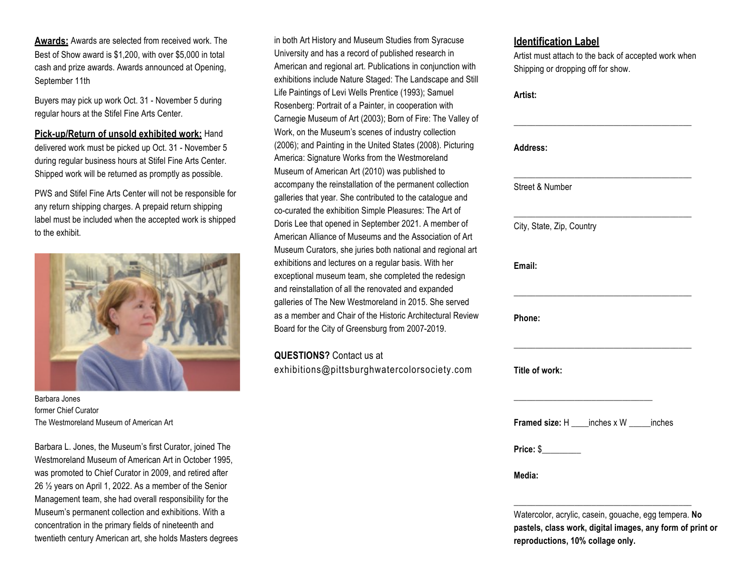**Awards:** Awards are selected from received work. The Best of Show award is $1,200, with over $5,000 in total cash and prize awards. Awards announced at Opening, September 11th

Buyers may pick up work Oct. 31 - November 5 during regular hours at the Stifel Fine Arts Center.

**Pick-up/Return of unsold exhibited work:** Hand delivered work must be picked up Oct. 31 - November 5 during regular business hours at Stifel Fine Arts Center. Shipped work will be returned as promptly as possible.

PWS and Stifel Fine Arts Center will not be responsible for any return shipping charges. A prepaid return shipping label must be included when the accepted work is shipped to the exhibit.

Barbara Jones
former Chief Curator
The Westmoreland Museum of American Art

Barbara L. Jones, the Museum's first Curator, joined The Westmoreland Museum of American Art in October 1995, was promoted to Chief Curator in 2009, and retired after 26 ½ years on April 1, 2022. As a member of the Senior Management team, she had overall responsibility for the Museum's permanent collection and exhibitions. With a concentration in the primary fields of nineteenth and twentieth century American art, she holds Masters degrees in both Art History and Museum Studies from Syracuse University and has a record of published research in American and regional art. Publications in conjunction with exhibitions include Nature Staged: The Landscape and Still Life Paintings of Levi Wells Prentice (1993); Samuel Rosenberg: Portrait of a Painter, in cooperation with Carnegie Museum of Art (2003); Born of Fire: The Valley of Work, on the Museum's scenes of industry collection (2006); and Painting in the United States (2008). Picturing America: Signature Works from the Westmoreland Museum of American Art (2010) was published to accompany the reinstallation of the permanent collection galleries that year. She contributed to the catalogue and co-curated the exhibition Simple Pleasures: The Art of Doris Lee that opened in September 2021. A member of American Alliance of Museums and the Association of Art Museum Curators, she juries both national and regional art exhibitions and lectures on a regular basis. With her exceptional museum team, she completed the redesign and reinstallation of all the renovated and expanded galleries of The New Westmoreland in 2015. She served as a member and Chair of the Historic Architectural Review Board for the City of Greensburg from 2007-2019.

**QUESTIONS?** Contact us at exhibitions@pittsburghwatercolorsociety.com

## Identification Label

Artist must attach to the back of accepted work when Shipping or dropping off for show.

**Artist:**

_________________________________________

**Address:**

_________________________________________

Street & Number

_________________________________________

City, State, Zip, Country

**Email:**

_________________________________________

**Phone:**

_________________________________________

**Title of work:**

________________________________

**Framed size:** H ____inches x W _____inches

**Price:** $_________

**Media:**

_________________________________________

Watercolor, acrylic, casein, gouache, egg tempera. **No pastels, class work, digital images, any form of print or reproductions, 10% collage only.**